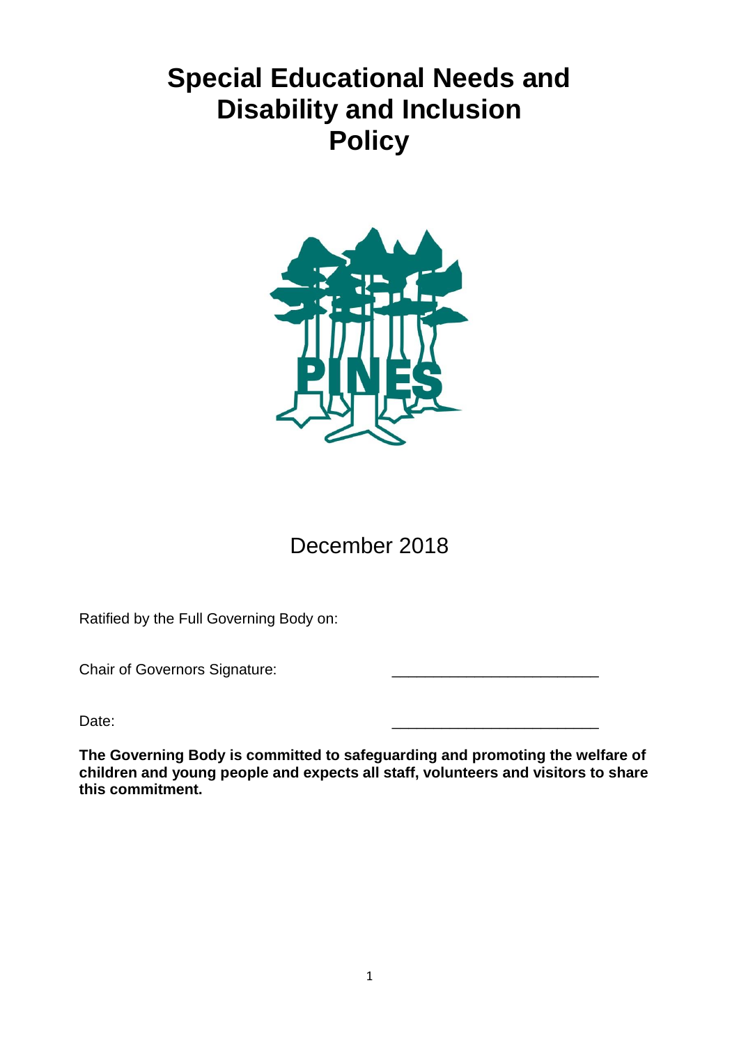# Special Educational Needs and Disability and Inclusion Policy

December 2018

Ratified by the Full Governing Body on:

Chair of Governors Signature: \_\_\_\_\_\_\_\_\_\_\_\_\_\_\_\_\_\_\_\_\_\_\_\_\_

Date: \_\_\_\_\_\_\_\_\_\_\_\_\_\_\_\_\_\_\_\_\_\_\_\_\_

**The Governing Body is committed to safeguarding and promoting the welfare of children and young people and expects all staff, volunteers and visitors to share this commitment.**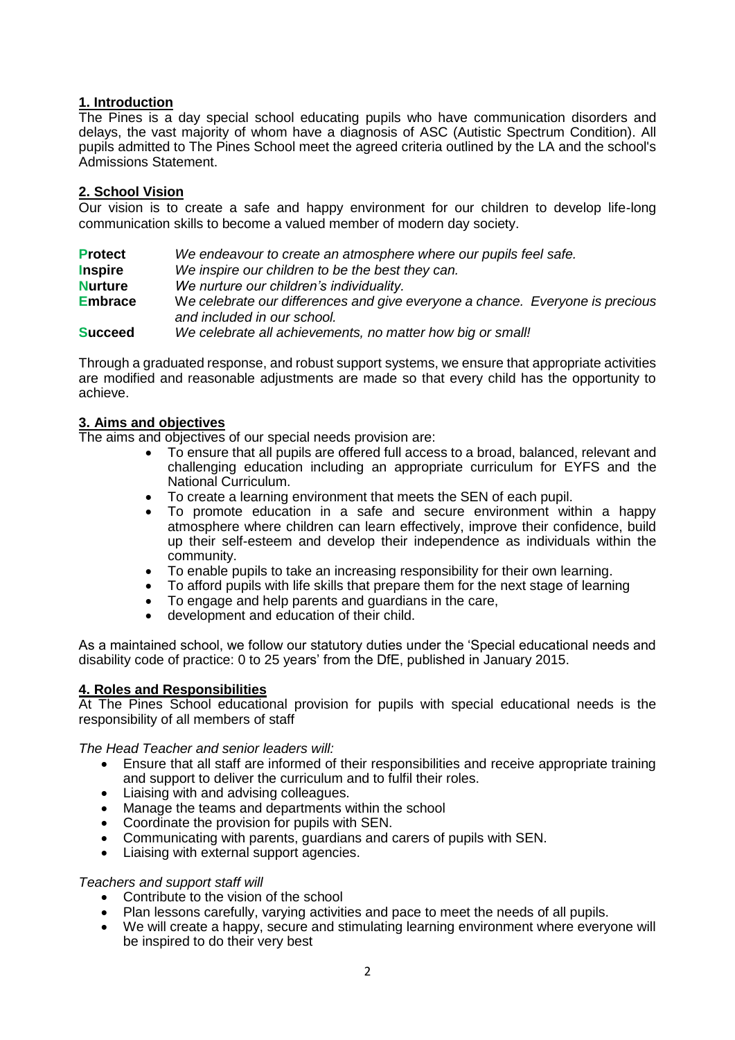## 1. Introduction

The Pines is a day special school educating pupils who have communication disorders and delays, the vast majority of whom have a diagnosis of ASC (Autistic Spectrum Condition). All pupils admitted to The Pines School meet the agreed criteria outlined by the LA and the school's Admissions Statement.

## 2. School Vision

Our vision is to create a safe and happy environment for our children to develop life-long communication skills to become a valued member of modern day society.

| | |
|---|---|
| **Protect** | *We endeavour to create an atmosphere where our pupils feel safe.* |
| **Inspire** | *We inspire our children to be the best they can.* |
| **Nurture** | *We nurture our children's individuality.* |
| **Embrace** | *We celebrate our differences and give everyone a chance. Everyone is precious and included in our school.* |
| **Succeed** | *We celebrate all achievements, no matter how big or small!* |

Through a graduated response, and robust support systems, we ensure that appropriate activities are modified and reasonable adjustments are made so that every child has the opportunity to achieve.

## 3. Aims and objectives

The aims and objectives of our special needs provision are:

- To ensure that all pupils are offered full access to a broad, balanced, relevant and challenging education including an appropriate curriculum for EYFS and the National Curriculum.
- To create a learning environment that meets the SEN of each pupil.
- To promote education in a safe and secure environment within a happy atmosphere where children can learn effectively, improve their confidence, build up their self-esteem and develop their independence as individuals within the community.
- To enable pupils to take an increasing responsibility for their own learning.
- To afford pupils with life skills that prepare them for the next stage of learning
- To engage and help parents and guardians in the care,
- development and education of their child.

As a maintained school, we follow our statutory duties under the 'Special educational needs and disability code of practice: 0 to 25 years' from the DfE, published in January 2015.

## 4. Roles and Responsibilities

At The Pines School educational provision for pupils with special educational needs is the responsibility of all members of staff

*The Head Teacher and senior leaders will:*

- Ensure that all staff are informed of their responsibilities and receive appropriate training and support to deliver the curriculum and to fulfil their roles.
- Liaising with and advising colleagues.
- Manage the teams and departments within the school
- Coordinate the provision for pupils with SEN.
- Communicating with parents, guardians and carers of pupils with SEN.
- Liaising with external support agencies.

*Teachers and support staff will*

- Contribute to the vision of the school
- Plan lessons carefully, varying activities and pace to meet the needs of all pupils.
- We will create a happy, secure and stimulating learning environment where everyone will be inspired to do their very best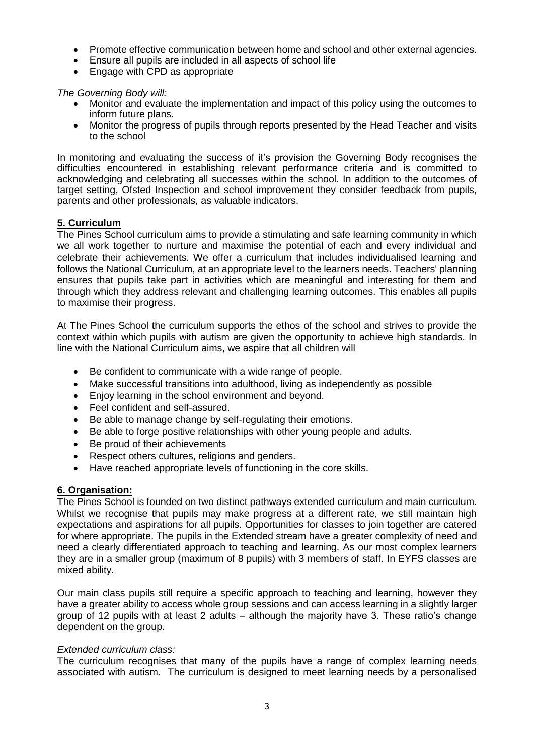- Promote effective communication between home and school and other external agencies.
- Ensure all pupils are included in all aspects of school life
- Engage with CPD as appropriate

*The Governing Body will:*

- Monitor and evaluate the implementation and impact of this policy using the outcomes to inform future plans.
- Monitor the progress of pupils through reports presented by the Head Teacher and visits to the school

In monitoring and evaluating the success of it's provision the Governing Body recognises the difficulties encountered in establishing relevant performance criteria and is committed to acknowledging and celebrating all successes within the school. In addition to the outcomes of target setting, Ofsted Inspection and school improvement they consider feedback from pupils, parents and other professionals, as valuable indicators.

**5. Curriculum**

The Pines School curriculum aims to provide a stimulating and safe learning community in which we all work together to nurture and maximise the potential of each and every individual and celebrate their achievements. We offer a curriculum that includes individualised learning and follows the National Curriculum, at an appropriate level to the learners needs. Teachers' planning ensures that pupils take part in activities which are meaningful and interesting for them and through which they address relevant and challenging learning outcomes. This enables all pupils to maximise their progress.

At The Pines School the curriculum supports the ethos of the school and strives to provide the context within which pupils with autism are given the opportunity to achieve high standards. In line with the National Curriculum aims, we aspire that all children will

- Be confident to communicate with a wide range of people.
- Make successful transitions into adulthood, living as independently as possible
- Enjoy learning in the school environment and beyond.
- Feel confident and self-assured.
- Be able to manage change by self-regulating their emotions.
- Be able to forge positive relationships with other young people and adults.
- Be proud of their achievements
- Respect others cultures, religions and genders.
- Have reached appropriate levels of functioning in the core skills.

**6. Organisation:**

The Pines School is founded on two distinct pathways extended curriculum and main curriculum. Whilst we recognise that pupils may make progress at a different rate, we still maintain high expectations and aspirations for all pupils. Opportunities for classes to join together are catered for where appropriate. The pupils in the Extended stream have a greater complexity of need and need a clearly differentiated approach to teaching and learning. As our most complex learners they are in a smaller group (maximum of 8 pupils) with 3 members of staff. In EYFS classes are mixed ability.

Our main class pupils still require a specific approach to teaching and learning, however they have a greater ability to access whole group sessions and can access learning in a slightly larger group of 12 pupils with at least 2 adults – although the majority have 3. These ratio's change dependent on the group.

*Extended curriculum class:*

The curriculum recognises that many of the pupils have a range of complex learning needs associated with autism. The curriculum is designed to meet learning needs by a personalised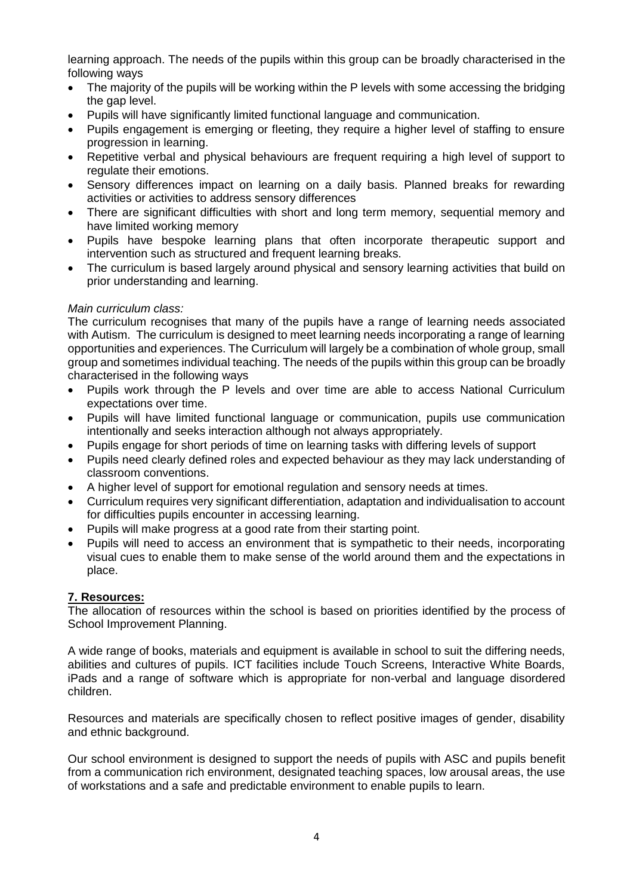learning approach. The needs of the pupils within this group can be broadly characterised in the following ways

- The majority of the pupils will be working within the P levels with some accessing the bridging the gap level.
- Pupils will have significantly limited functional language and communication.
- Pupils engagement is emerging or fleeting, they require a higher level of staffing to ensure progression in learning.
- Repetitive verbal and physical behaviours are frequent requiring a high level of support to regulate their emotions.
- Sensory differences impact on learning on a daily basis. Planned breaks for rewarding activities or activities to address sensory differences
- There are significant difficulties with short and long term memory, sequential memory and have limited working memory
- Pupils have bespoke learning plans that often incorporate therapeutic support and intervention such as structured and frequent learning breaks.
- The curriculum is based largely around physical and sensory learning activities that build on prior understanding and learning.

*Main curriculum class:*

The curriculum recognises that many of the pupils have a range of learning needs associated with Autism. The curriculum is designed to meet learning needs incorporating a range of learning opportunities and experiences. The Curriculum will largely be a combination of whole group, small group and sometimes individual teaching. The needs of the pupils within this group can be broadly characterised in the following ways

- Pupils work through the P levels and over time are able to access National Curriculum expectations over time.
- Pupils will have limited functional language or communication, pupils use communication intentionally and seeks interaction although not always appropriately.
- Pupils engage for short periods of time on learning tasks with differing levels of support
- Pupils need clearly defined roles and expected behaviour as they may lack understanding of classroom conventions.
- A higher level of support for emotional regulation and sensory needs at times.
- Curriculum requires very significant differentiation, adaptation and individualisation to account for difficulties pupils encounter in accessing learning.
- Pupils will make progress at a good rate from their starting point.
- Pupils will need to access an environment that is sympathetic to their needs, incorporating visual cues to enable them to make sense of the world around them and the expectations in place.

## 7. Resources:

The allocation of resources within the school is based on priorities identified by the process of School Improvement Planning.

A wide range of books, materials and equipment is available in school to suit the differing needs, abilities and cultures of pupils. ICT facilities include Touch Screens, Interactive White Boards, iPads and a range of software which is appropriate for non-verbal and language disordered children.

Resources and materials are specifically chosen to reflect positive images of gender, disability and ethnic background.

Our school environment is designed to support the needs of pupils with ASC and pupils benefit from a communication rich environment, designated teaching spaces, low arousal areas, the use of workstations and a safe and predictable environment to enable pupils to learn.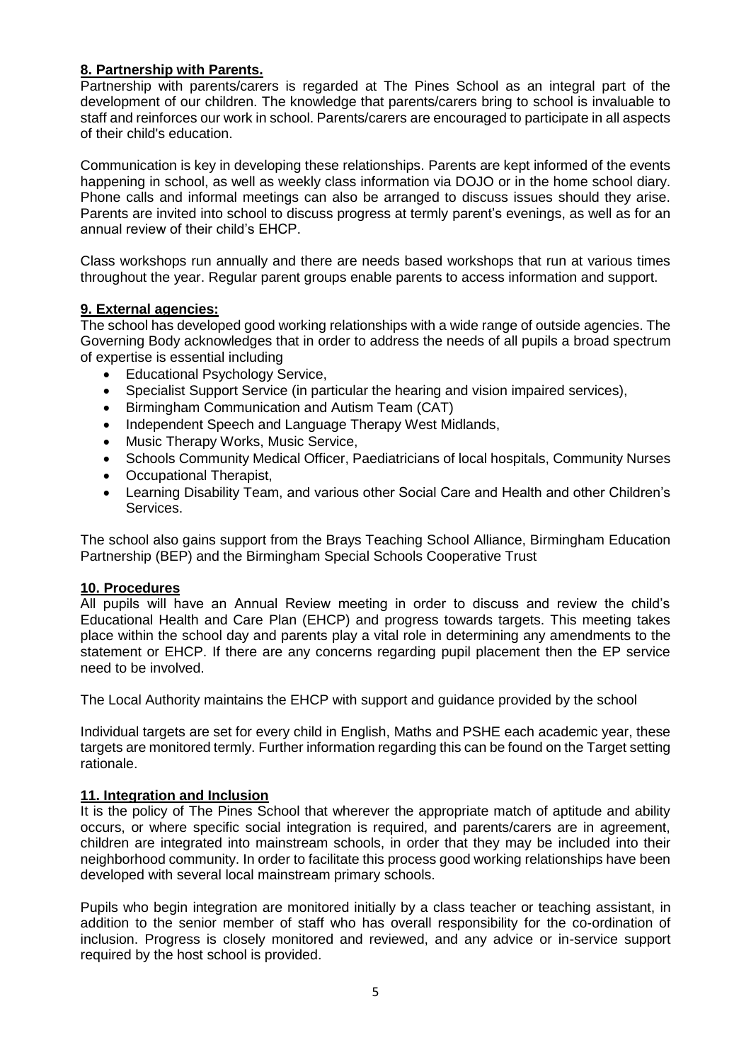## 8. Partnership with Parents.

Partnership with parents/carers is regarded at The Pines School as an integral part of the development of our children. The knowledge that parents/carers bring to school is invaluable to staff and reinforces our work in school. Parents/carers are encouraged to participate in all aspects of their child's education.

Communication is key in developing these relationships. Parents are kept informed of the events happening in school, as well as weekly class information via DOJO or in the home school diary. Phone calls and informal meetings can also be arranged to discuss issues should they arise. Parents are invited into school to discuss progress at termly parent's evenings, as well as for an annual review of their child's EHCP.

Class workshops run annually and there are needs based workshops that run at various times throughout the year. Regular parent groups enable parents to access information and support.

## 9. External agencies:

The school has developed good working relationships with a wide range of outside agencies. The Governing Body acknowledges that in order to address the needs of all pupils a broad spectrum of expertise is essential including

- Educational Psychology Service,
- Specialist Support Service (in particular the hearing and vision impaired services),
- Birmingham Communication and Autism Team (CAT)
- Independent Speech and Language Therapy West Midlands,
- Music Therapy Works, Music Service,
- Schools Community Medical Officer, Paediatricians of local hospitals, Community Nurses
- Occupational Therapist,
- Learning Disability Team, and various other Social Care and Health and other Children's Services.

The school also gains support from the Brays Teaching School Alliance, Birmingham Education Partnership (BEP) and the Birmingham Special Schools Cooperative Trust

## 10. Procedures

All pupils will have an Annual Review meeting in order to discuss and review the child's Educational Health and Care Plan (EHCP) and progress towards targets. This meeting takes place within the school day and parents play a vital role in determining any amendments to the statement or EHCP. If there are any concerns regarding pupil placement then the EP service need to be involved.

The Local Authority maintains the EHCP with support and guidance provided by the school

Individual targets are set for every child in English, Maths and PSHE each academic year, these targets are monitored termly. Further information regarding this can be found on the Target setting rationale.

## 11. Integration and Inclusion

It is the policy of The Pines School that wherever the appropriate match of aptitude and ability occurs, or where specific social integration is required, and parents/carers are in agreement, children are integrated into mainstream schools, in order that they may be included into their neighborhood community. In order to facilitate this process good working relationships have been developed with several local mainstream primary schools.

Pupils who begin integration are monitored initially by a class teacher or teaching assistant, in addition to the senior member of staff who has overall responsibility for the co-ordination of inclusion. Progress is closely monitored and reviewed, and any advice or in-service support required by the host school is provided.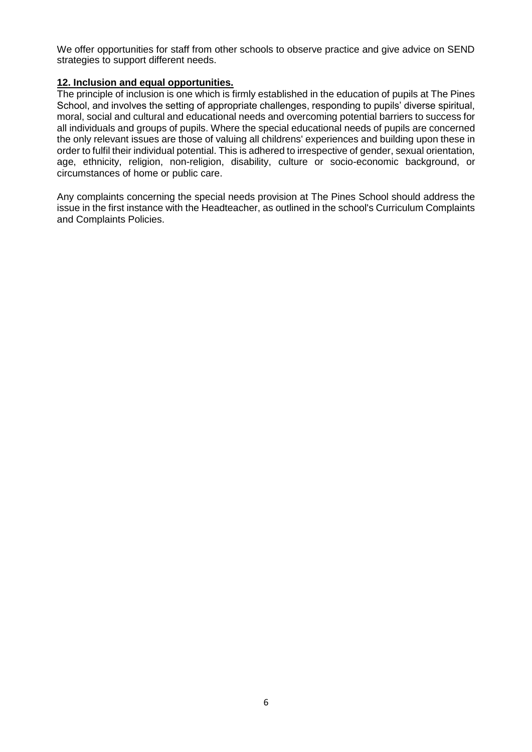We offer opportunities for staff from other schools to observe practice and give advice on SEND strategies to support different needs.

## 12. Inclusion and equal opportunities.

The principle of inclusion is one which is firmly established in the education of pupils at The Pines School, and involves the setting of appropriate challenges, responding to pupils' diverse spiritual, moral, social and cultural and educational needs and overcoming potential barriers to success for all individuals and groups of pupils. Where the special educational needs of pupils are concerned the only relevant issues are those of valuing all childrens' experiences and building upon these in order to fulfil their individual potential. This is adhered to irrespective of gender, sexual orientation, age, ethnicity, religion, non-religion, disability, culture or socio-economic background, or circumstances of home or public care.

Any complaints concerning the special needs provision at The Pines School should address the issue in the first instance with the Headteacher, as outlined in the school's Curriculum Complaints and Complaints Policies.